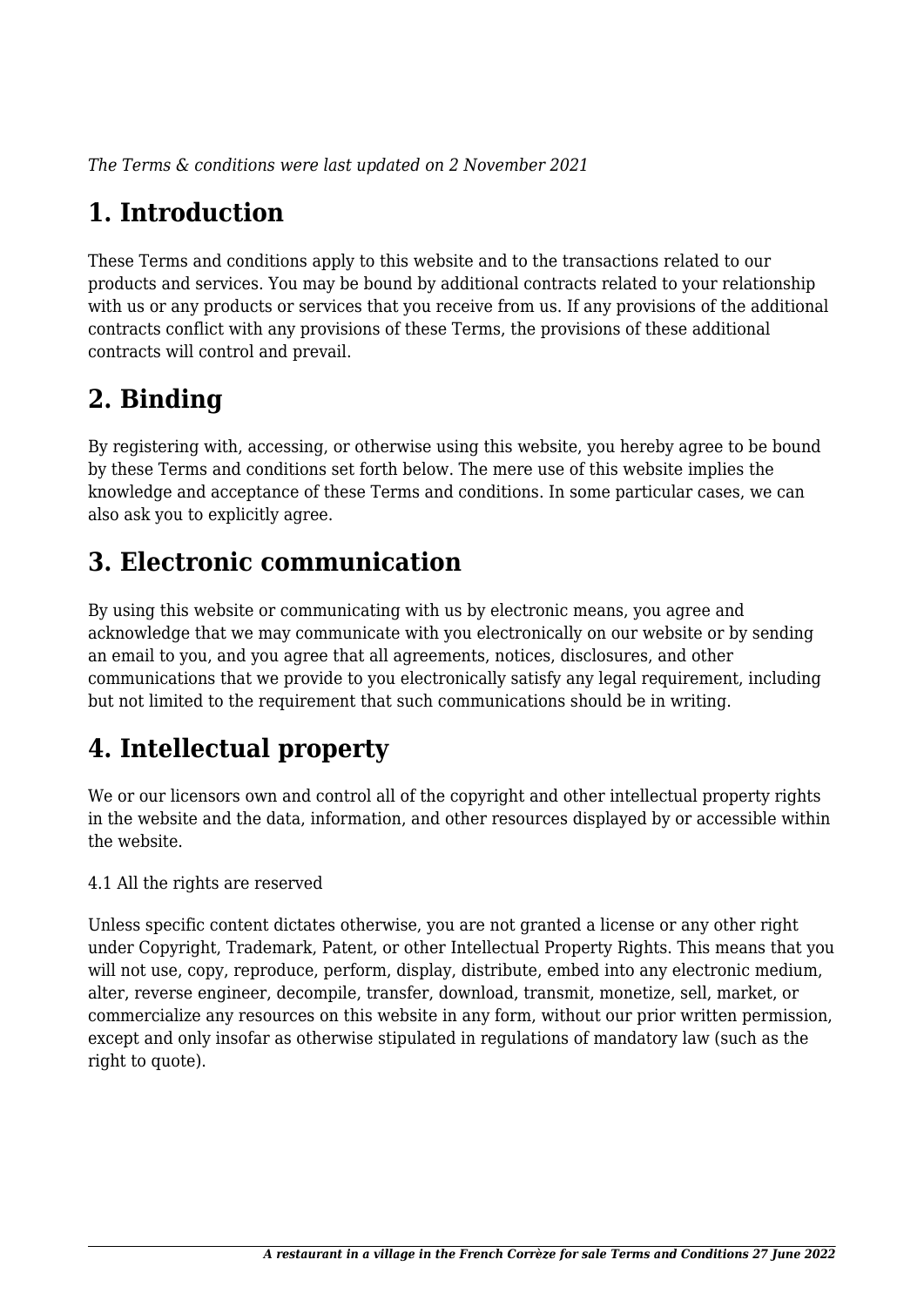*The Terms & conditions were last updated on 2 November 2021*

# 1. Introduction

These Terms and conditions apply to this website and to the transactions related to our products and services. You may be bound by additional contracts related to your relationship with us or any products or services that you receive from us. If any provisions of the additional contracts conflict with any provisions of these Terms, the provisions of these additional contracts will control and prevail.

# 2. Binding

By registering with, accessing, or otherwise using this website, you hereby agree to be bound by these Terms and conditions set forth below. The mere use of this website implies the knowledge and acceptance of these Terms and conditions. In some particular cases, we can also ask you to explicitly agree.

# 3. Electronic communication

By using this website or communicating with us by electronic means, you agree and acknowledge that we may communicate with you electronically on our website or by sending an email to you, and you agree that all agreements, notices, disclosures, and other communications that we provide to you electronically satisfy any legal requirement, including but not limited to the requirement that such communications should be in writing.

# 4. Intellectual property

We or our licensors own and control all of the copyright and other intellectual property rights in the website and the data, information, and other resources displayed by or accessible within the website.

4.1 All the rights are reserved

Unless specific content dictates otherwise, you are not granted a license or any other right under Copyright, Trademark, Patent, or other Intellectual Property Rights. This means that you will not use, copy, reproduce, perform, display, distribute, embed into any electronic medium, alter, reverse engineer, decompile, transfer, download, transmit, monetize, sell, market, or commercialize any resources on this website in any form, without our prior written permission, except and only insofar as otherwise stipulated in regulations of mandatory law (such as the right to quote).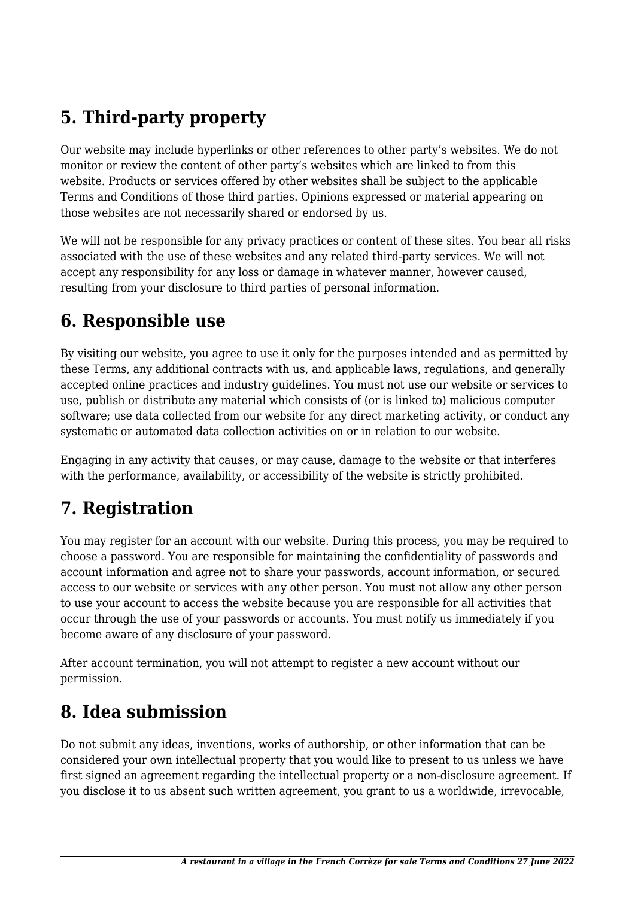## 5. Third-party property

Our website may include hyperlinks or other references to other party's websites. We do not monitor or review the content of other party's websites which are linked to from this website. Products or services offered by other websites shall be subject to the applicable Terms and Conditions of those third parties. Opinions expressed or material appearing on those websites are not necessarily shared or endorsed by us.

We will not be responsible for any privacy practices or content of these sites. You bear all risks associated with the use of these websites and any related third-party services. We will not accept any responsibility for any loss or damage in whatever manner, however caused, resulting from your disclosure to third parties of personal information.

## 6. Responsible use

By visiting our website, you agree to use it only for the purposes intended and as permitted by these Terms, any additional contracts with us, and applicable laws, regulations, and generally accepted online practices and industry guidelines. You must not use our website or services to use, publish or distribute any material which consists of (or is linked to) malicious computer software; use data collected from our website for any direct marketing activity, or conduct any systematic or automated data collection activities on or in relation to our website.

Engaging in any activity that causes, or may cause, damage to the website or that interferes with the performance, availability, or accessibility of the website is strictly prohibited.

## 7. Registration

You may register for an account with our website. During this process, you may be required to choose a password. You are responsible for maintaining the confidentiality of passwords and account information and agree not to share your passwords, account information, or secured access to our website or services with any other person. You must not allow any other person to use your account to access the website because you are responsible for all activities that occur through the use of your passwords or accounts. You must notify us immediately if you become aware of any disclosure of your password.

After account termination, you will not attempt to register a new account without our permission.

## 8. Idea submission

Do not submit any ideas, inventions, works of authorship, or other information that can be considered your own intellectual property that you would like to present to us unless we have first signed an agreement regarding the intellectual property or a non-disclosure agreement. If you disclose it to us absent such written agreement, you grant to us a worldwide, irrevocable,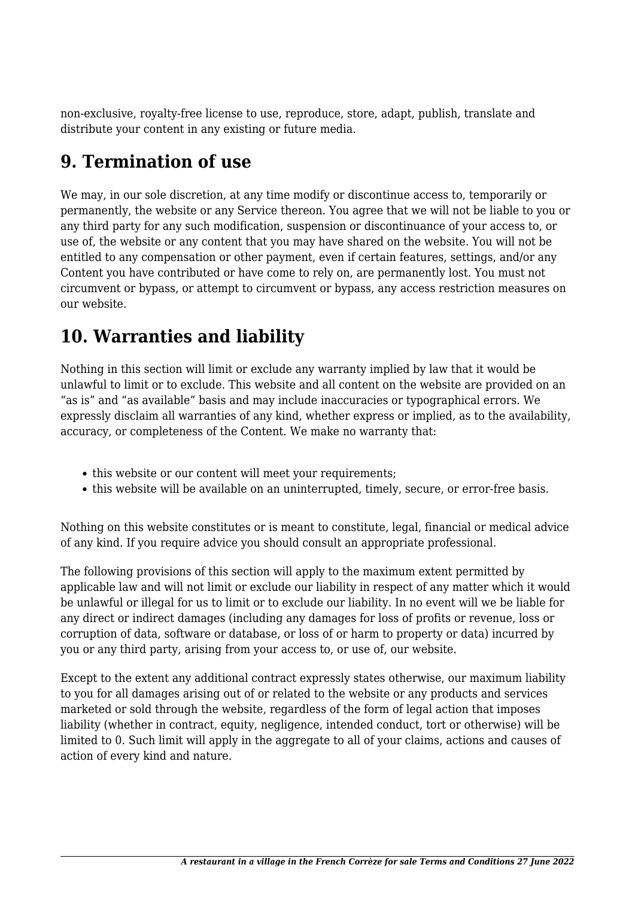non-exclusive, royalty-free license to use, reproduce, store, adapt, publish, translate and distribute your content in any existing or future media.

## 9. Termination of use

We may, in our sole discretion, at any time modify or discontinue access to, temporarily or permanently, the website or any Service thereon. You agree that we will not be liable to you or any third party for any such modification, suspension or discontinuance of your access to, or use of, the website or any content that you may have shared on the website. You will not be entitled to any compensation or other payment, even if certain features, settings, and/or any Content you have contributed or have come to rely on, are permanently lost. You must not circumvent or bypass, or attempt to circumvent or bypass, any access restriction measures on our website.

## 10. Warranties and liability

Nothing in this section will limit or exclude any warranty implied by law that it would be unlawful to limit or to exclude. This website and all content on the website are provided on an "as is" and "as available" basis and may include inaccuracies or typographical errors. We expressly disclaim all warranties of any kind, whether express or implied, as to the availability, accuracy, or completeness of the Content. We make no warranty that:

- this website or our content will meet your requirements;
- this website will be available on an uninterrupted, timely, secure, or error-free basis.

Nothing on this website constitutes or is meant to constitute, legal, financial or medical advice of any kind. If you require advice you should consult an appropriate professional.

The following provisions of this section will apply to the maximum extent permitted by applicable law and will not limit or exclude our liability in respect of any matter which it would be unlawful or illegal for us to limit or to exclude our liability. In no event will we be liable for any direct or indirect damages (including any damages for loss of profits or revenue, loss or corruption of data, software or database, or loss of or harm to property or data) incurred by you or any third party, arising from your access to, or use of, our website.

Except to the extent any additional contract expressly states otherwise, our maximum liability to you for all damages arising out of or related to the website or any products and services marketed or sold through the website, regardless of the form of legal action that imposes liability (whether in contract, equity, negligence, intended conduct, tort or otherwise) will be limited to 0. Such limit will apply in the aggregate to all of your claims, actions and causes of action of every kind and nature.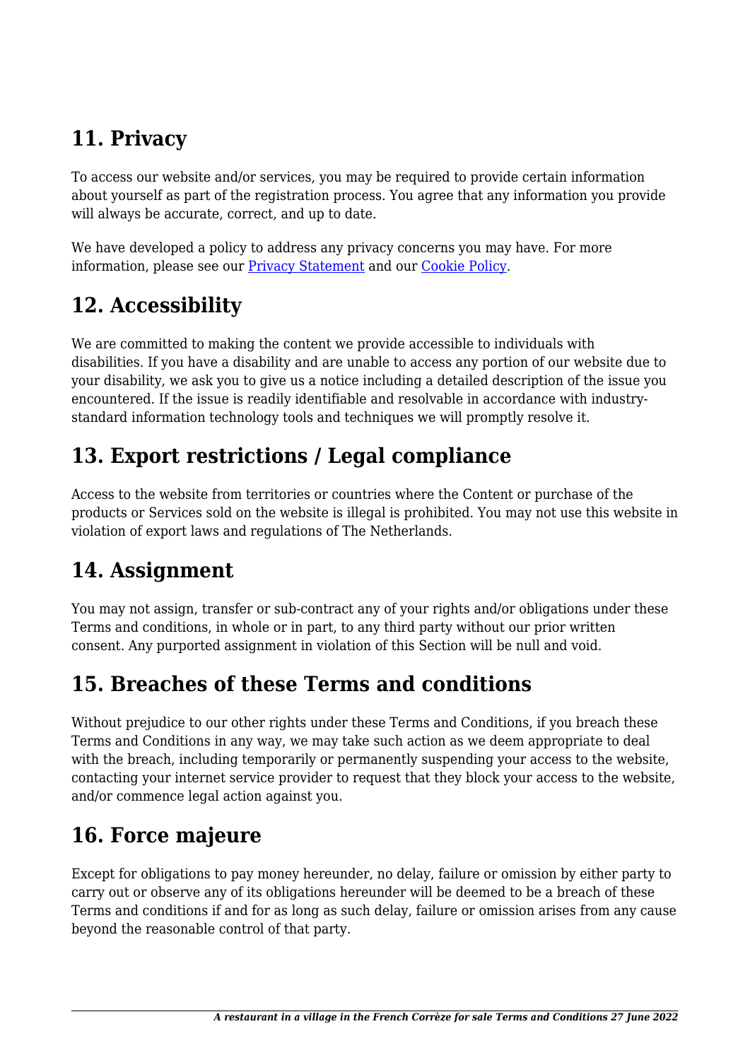## 11. Privacy

To access our website and/or services, you may be required to provide certain information about yourself as part of the registration process. You agree that any information you provide will always be accurate, correct, and up to date.

We have developed a policy to address any privacy concerns you may have. For more information, please see our [Privacy Statement] and our [Cookie Policy].

## 12. Accessibility

We are committed to making the content we provide accessible to individuals with disabilities. If you have a disability and are unable to access any portion of our website due to your disability, we ask you to give us a notice including a detailed description of the issue you encountered. If the issue is readily identifiable and resolvable in accordance with industry-standard information technology tools and techniques we will promptly resolve it.

## 13. Export restrictions / Legal compliance

Access to the website from territories or countries where the Content or purchase of the products or Services sold on the website is illegal is prohibited. You may not use this website in violation of export laws and regulations of The Netherlands.

## 14. Assignment

You may not assign, transfer or sub-contract any of your rights and/or obligations under these Terms and conditions, in whole or in part, to any third party without our prior written consent. Any purported assignment in violation of this Section will be null and void.

## 15. Breaches of these Terms and conditions

Without prejudice to our other rights under these Terms and Conditions, if you breach these Terms and Conditions in any way, we may take such action as we deem appropriate to deal with the breach, including temporarily or permanently suspending your access to the website, contacting your internet service provider to request that they block your access to the website, and/or commence legal action against you.

## 16. Force majeure

Except for obligations to pay money hereunder, no delay, failure or omission by either party to carry out or observe any of its obligations hereunder will be deemed to be a breach of these Terms and conditions if and for as long as such delay, failure or omission arises from any cause beyond the reasonable control of that party.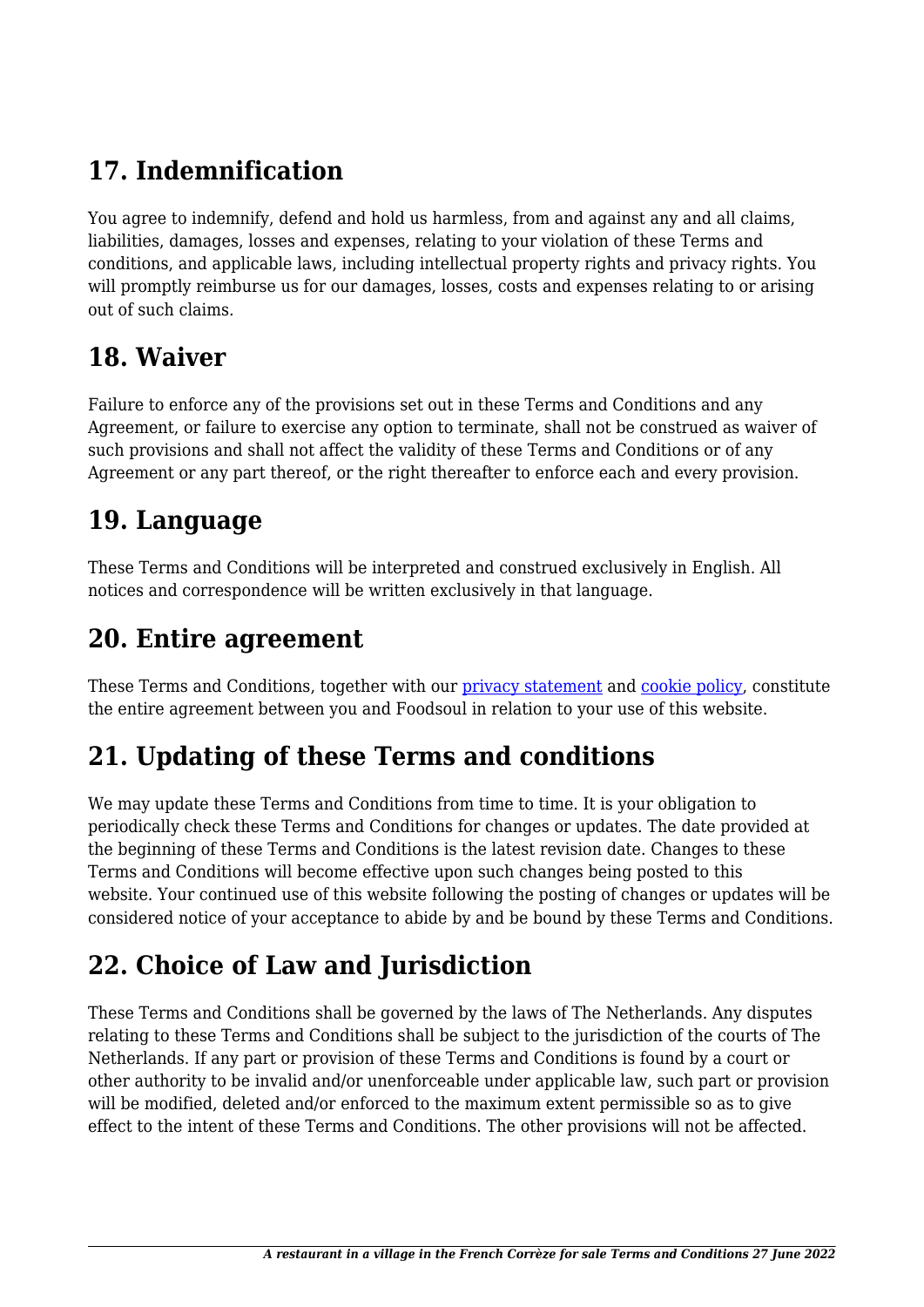## 17. Indemnification

You agree to indemnify, defend and hold us harmless, from and against any and all claims, liabilities, damages, losses and expenses, relating to your violation of these Terms and conditions, and applicable laws, including intellectual property rights and privacy rights. You will promptly reimburse us for our damages, losses, costs and expenses relating to or arising out of such claims.

## 18. Waiver

Failure to enforce any of the provisions set out in these Terms and Conditions and any Agreement, or failure to exercise any option to terminate, shall not be construed as waiver of such provisions and shall not affect the validity of these Terms and Conditions or of any Agreement or any part thereof, or the right thereafter to enforce each and every provision.

## 19. Language

These Terms and Conditions will be interpreted and construed exclusively in English. All notices and correspondence will be written exclusively in that language.

## 20. Entire agreement

These Terms and Conditions, together with our privacy statement and cookie policy, constitute the entire agreement between you and Foodsoul in relation to your use of this website.

## 21. Updating of these Terms and conditions

We may update these Terms and Conditions from time to time. It is your obligation to periodically check these Terms and Conditions for changes or updates. The date provided at the beginning of these Terms and Conditions is the latest revision date. Changes to these Terms and Conditions will become effective upon such changes being posted to this website. Your continued use of this website following the posting of changes or updates will be considered notice of your acceptance to abide by and be bound by these Terms and Conditions.

## 22. Choice of Law and Jurisdiction

These Terms and Conditions shall be governed by the laws of The Netherlands. Any disputes relating to these Terms and Conditions shall be subject to the jurisdiction of the courts of The Netherlands. If any part or provision of these Terms and Conditions is found by a court or other authority to be invalid and/or unenforceable under applicable law, such part or provision will be modified, deleted and/or enforced to the maximum extent permissible so as to give effect to the intent of these Terms and Conditions. The other provisions will not be affected.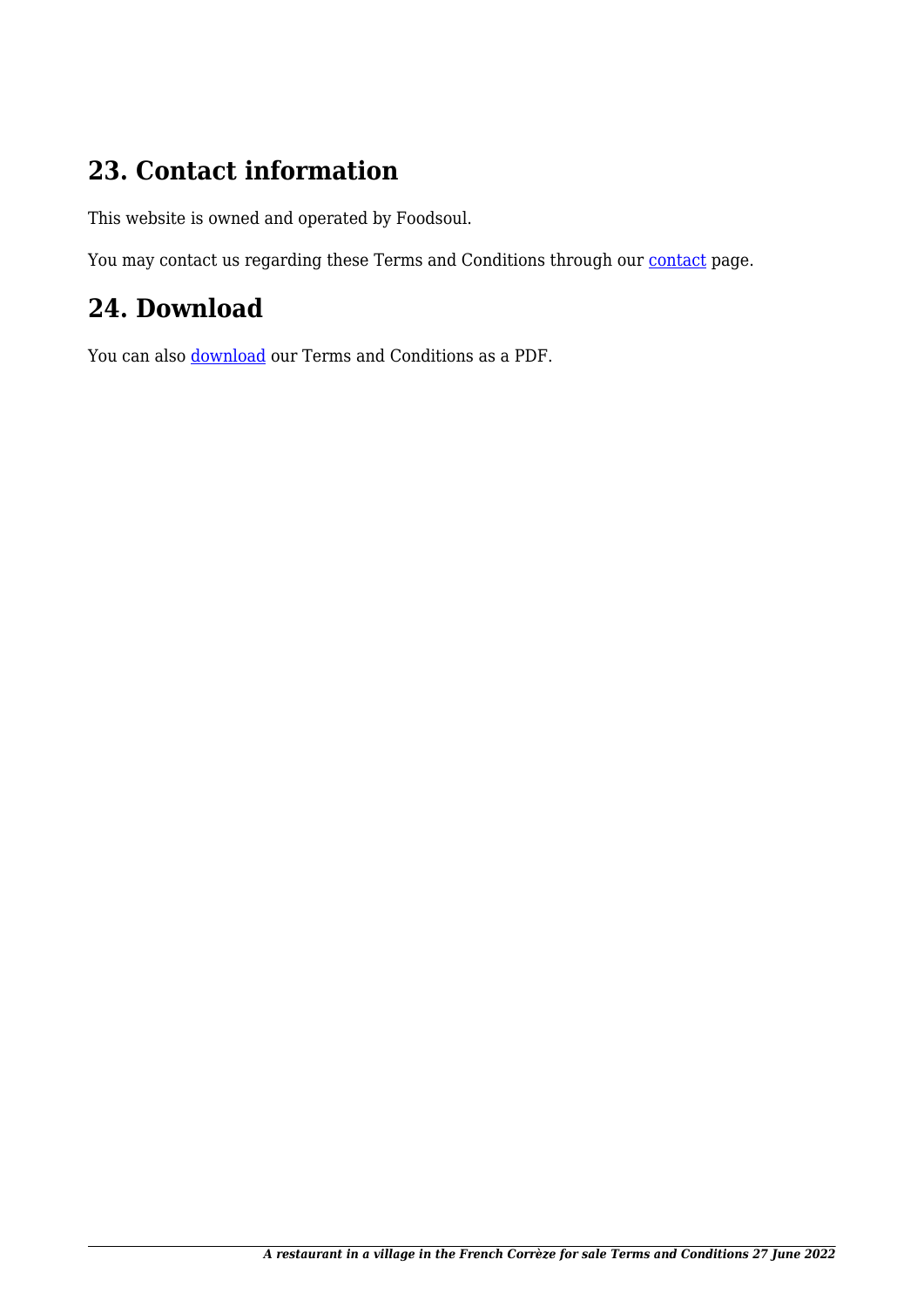## 23. Contact information

This website is owned and operated by Foodsoul.

You may contact us regarding these Terms and Conditions through our contact page.

## 24. Download

You can also download our Terms and Conditions as a PDF.